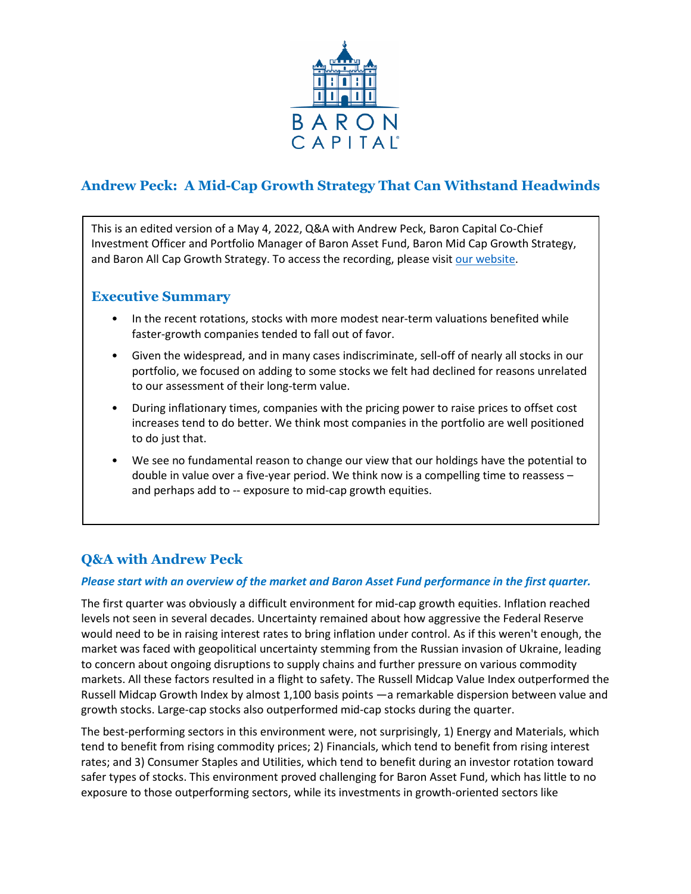BARON CAPITAL

# Andrew Peck: A Mid-Cap Growth Strategy That Can Withstand Headwinds

This is an edited version of a May 4, 2022, Q&A with Andrew Peck, Baron Capital Co-Chief Investment Officer and Portfolio Manager of Baron Asset Fund, Baron Mid Cap Growth Strategy, and Baron All Cap Growth Strategy. To access the recording, please visit [our website](#).

## Executive Summary

- In the recent rotations, stocks with more modest near-term valuations benefited while faster-growth companies tended to fall out of favor.
- Given the widespread, and in many cases indiscriminate, sell-off of nearly all stocks in our portfolio, we focused on adding to some stocks we felt had declined for reasons unrelated to our assessment of their long-term value.
- During inflationary times, companies with the pricing power to raise prices to offset cost increases tend to do better. We think most companies in the portfolio are well positioned to do just that.
- We see no fundamental reason to change our view that our holdings have the potential to double in value over a five-year period. We think now is a compelling time to reassess – and perhaps add to -- exposure to mid-cap growth equities.

## Q&A with Andrew Peck

***Please start with an overview of the market and Baron Asset Fund performance in the first quarter.***

The first quarter was obviously a difficult environment for mid-cap growth equities. Inflation reached levels not seen in several decades. Uncertainty remained about how aggressive the Federal Reserve would need to be in raising interest rates to bring inflation under control. As if this weren't enough, the market was faced with geopolitical uncertainty stemming from the Russian invasion of Ukraine, leading to concern about ongoing disruptions to supply chains and further pressure on various commodity markets. All these factors resulted in a flight to safety. The Russell Midcap Value Index outperformed the Russell Midcap Growth Index by almost 1,100 basis points —a remarkable dispersion between value and growth stocks. Large-cap stocks also outperformed mid-cap stocks during the quarter.

The best-performing sectors in this environment were, not surprisingly, 1) Energy and Materials, which tend to benefit from rising commodity prices; 2) Financials, which tend to benefit from rising interest rates; and 3) Consumer Staples and Utilities, which tend to benefit during an investor rotation toward safer types of stocks. This environment proved challenging for Baron Asset Fund, which has little to no exposure to those outperforming sectors, while its investments in growth-oriented sectors like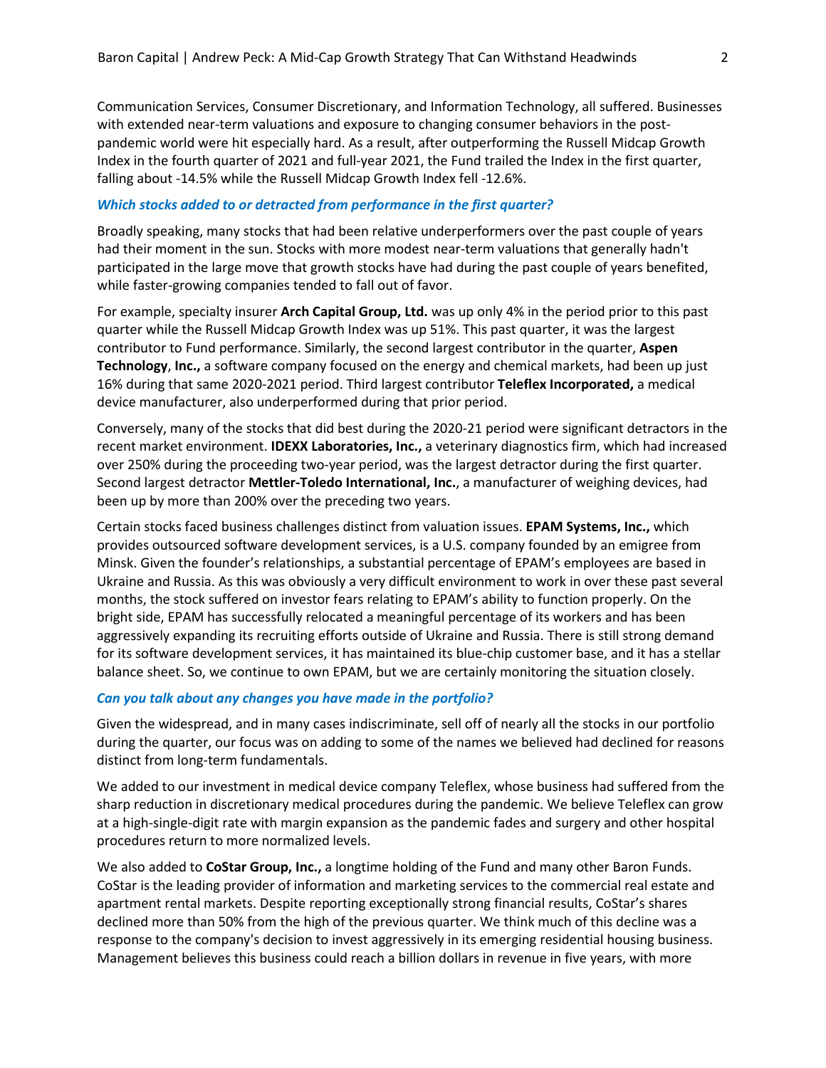Communication Services, Consumer Discretionary, and Information Technology, all suffered. Businesses with extended near-term valuations and exposure to changing consumer behaviors in the post-pandemic world were hit especially hard. As a result, after outperforming the Russell Midcap Growth Index in the fourth quarter of 2021 and full-year 2021, the Fund trailed the Index in the first quarter, falling about -14.5% while the Russell Midcap Growth Index fell -12.6%.

***Which stocks added to or detracted from performance in the first quarter?***

Broadly speaking, many stocks that had been relative underperformers over the past couple of years had their moment in the sun. Stocks with more modest near-term valuations that generally hadn't participated in the large move that growth stocks have had during the past couple of years benefited, while faster-growing companies tended to fall out of favor.

For example, specialty insurer **Arch Capital Group, Ltd.** was up only 4% in the period prior to this past quarter while the Russell Midcap Growth Index was up 51%. This past quarter, it was the largest contributor to Fund performance. Similarly, the second largest contributor in the quarter, **Aspen Technology**, **Inc.,** a software company focused on the energy and chemical markets, had been up just 16% during that same 2020-2021 period. Third largest contributor **Teleflex Incorporated,** a medical device manufacturer, also underperformed during that prior period.

Conversely, many of the stocks that did best during the 2020-21 period were significant detractors in the recent market environment. **IDEXX Laboratories, Inc.,** a veterinary diagnostics firm, which had increased over 250% during the proceeding two-year period, was the largest detractor during the first quarter. Second largest detractor **Mettler-Toledo International, Inc.**, a manufacturer of weighing devices, had been up by more than 200% over the preceding two years.

Certain stocks faced business challenges distinct from valuation issues. **EPAM Systems, Inc.,** which provides outsourced software development services, is a U.S. company founded by an emigree from Minsk. Given the founder's relationships, a substantial percentage of EPAM's employees are based in Ukraine and Russia. As this was obviously a very difficult environment to work in over these past several months, the stock suffered on investor fears relating to EPAM's ability to function properly. On the bright side, EPAM has successfully relocated a meaningful percentage of its workers and has been aggressively expanding its recruiting efforts outside of Ukraine and Russia. There is still strong demand for its software development services, it has maintained its blue-chip customer base, and it has a stellar balance sheet. So, we continue to own EPAM, but we are certainly monitoring the situation closely.

***Can you talk about any changes you have made in the portfolio?***

Given the widespread, and in many cases indiscriminate, sell off of nearly all the stocks in our portfolio during the quarter, our focus was on adding to some of the names we believed had declined for reasons distinct from long-term fundamentals.

We added to our investment in medical device company Teleflex, whose business had suffered from the sharp reduction in discretionary medical procedures during the pandemic. We believe Teleflex can grow at a high-single-digit rate with margin expansion as the pandemic fades and surgery and other hospital procedures return to more normalized levels.

We also added to **CoStar Group, Inc.,** a longtime holding of the Fund and many other Baron Funds. CoStar is the leading provider of information and marketing services to the commercial real estate and apartment rental markets. Despite reporting exceptionally strong financial results, CoStar's shares declined more than 50% from the high of the previous quarter. We think much of this decline was a response to the company's decision to invest aggressively in its emerging residential housing business. Management believes this business could reach a billion dollars in revenue in five years, with more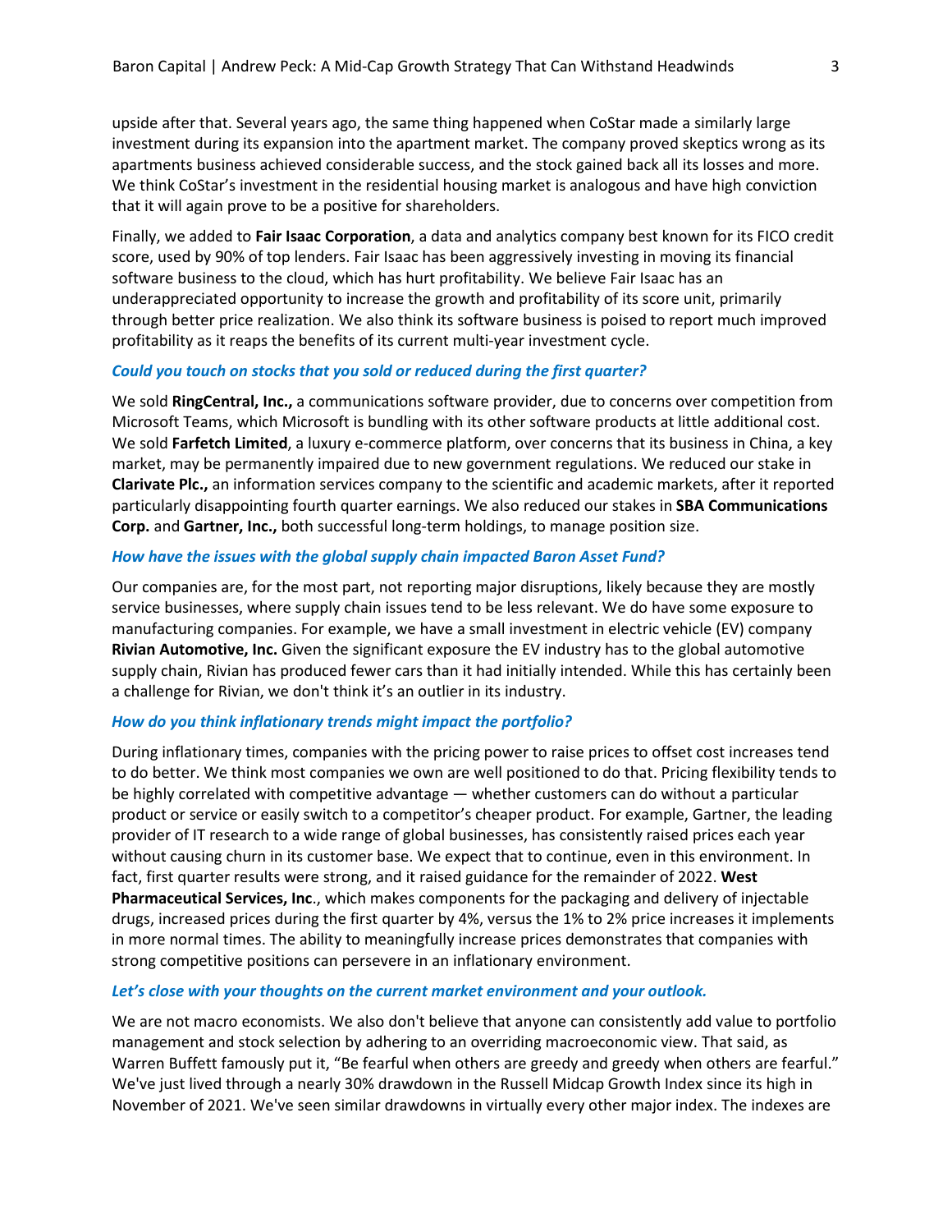upside after that. Several years ago, the same thing happened when CoStar made a similarly large investment during its expansion into the apartment market. The company proved skeptics wrong as its apartments business achieved considerable success, and the stock gained back all its losses and more. We think CoStar's investment in the residential housing market is analogous and have high conviction that it will again prove to be a positive for shareholders.

Finally, we added to **Fair Isaac Corporation**, a data and analytics company best known for its FICO credit score, used by 90% of top lenders. Fair Isaac has been aggressively investing in moving its financial software business to the cloud, which has hurt profitability. We believe Fair Isaac has an underappreciated opportunity to increase the growth and profitability of its score unit, primarily through better price realization. We also think its software business is poised to report much improved profitability as it reaps the benefits of its current multi-year investment cycle.

***Could you touch on stocks that you sold or reduced during the first quarter?***

We sold **RingCentral, Inc.,** a communications software provider, due to concerns over competition from Microsoft Teams, which Microsoft is bundling with its other software products at little additional cost. We sold **Farfetch Limited**, a luxury e-commerce platform, over concerns that its business in China, a key market, may be permanently impaired due to new government regulations. We reduced our stake in **Clarivate Plc.,** an information services company to the scientific and academic markets, after it reported particularly disappointing fourth quarter earnings. We also reduced our stakes in **SBA Communications Corp.** and **Gartner, Inc.,** both successful long-term holdings, to manage position size.

***How have the issues with the global supply chain impacted Baron Asset Fund?***

Our companies are, for the most part, not reporting major disruptions, likely because they are mostly service businesses, where supply chain issues tend to be less relevant. We do have some exposure to manufacturing companies. For example, we have a small investment in electric vehicle (EV) company **Rivian Automotive, Inc.** Given the significant exposure the EV industry has to the global automotive supply chain, Rivian has produced fewer cars than it had initially intended. While this has certainly been a challenge for Rivian, we don't think it's an outlier in its industry.

***How do you think inflationary trends might impact the portfolio?***

During inflationary times, companies with the pricing power to raise prices to offset cost increases tend to do better. We think most companies we own are well positioned to do that. Pricing flexibility tends to be highly correlated with competitive advantage — whether customers can do without a particular product or service or easily switch to a competitor's cheaper product. For example, Gartner, the leading provider of IT research to a wide range of global businesses, has consistently raised prices each year without causing churn in its customer base. We expect that to continue, even in this environment. In fact, first quarter results were strong, and it raised guidance for the remainder of 2022. **West Pharmaceutical Services, Inc**., which makes components for the packaging and delivery of injectable drugs, increased prices during the first quarter by 4%, versus the 1% to 2% price increases it implements in more normal times. The ability to meaningfully increase prices demonstrates that companies with strong competitive positions can persevere in an inflationary environment.

***Let's close with your thoughts on the current market environment and your outlook.***

We are not macro economists. We also don't believe that anyone can consistently add value to portfolio management and stock selection by adhering to an overriding macroeconomic view. That said, as Warren Buffett famously put it, "Be fearful when others are greedy and greedy when others are fearful." We've just lived through a nearly 30% drawdown in the Russell Midcap Growth Index since its high in November of 2021. We've seen similar drawdowns in virtually every other major index. The indexes are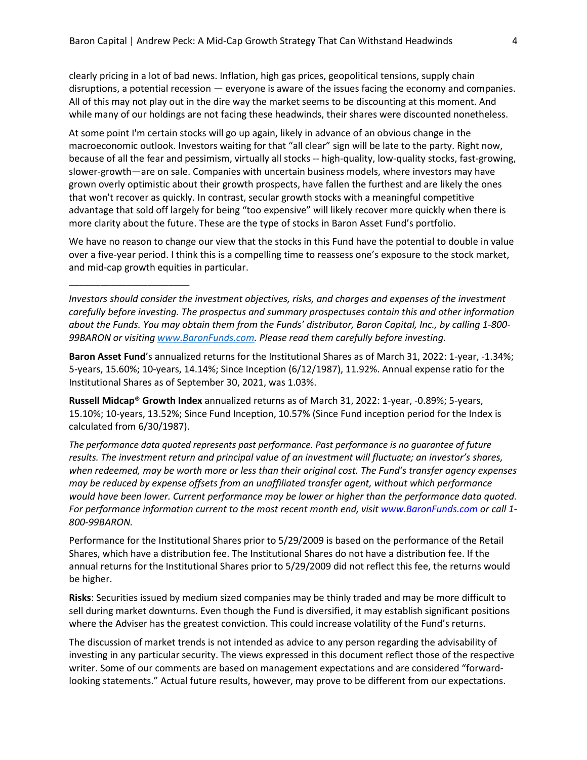clearly pricing in a lot of bad news. Inflation, high gas prices, geopolitical tensions, supply chain disruptions, a potential recession — everyone is aware of the issues facing the economy and companies. All of this may not play out in the dire way the market seems to be discounting at this moment. And while many of our holdings are not facing these headwinds, their shares were discounted nonetheless.

At some point I'm certain stocks will go up again, likely in advance of an obvious change in the macroeconomic outlook. Investors waiting for that "all clear" sign will be late to the party. Right now, because of all the fear and pessimism, virtually all stocks -- high-quality, low-quality stocks, fast-growing, slower-growth—are on sale. Companies with uncertain business models, where investors may have grown overly optimistic about their growth prospects, have fallen the furthest and are likely the ones that won't recover as quickly. In contrast, secular growth stocks with a meaningful competitive advantage that sold off largely for being "too expensive" will likely recover more quickly when there is more clarity about the future. These are the type of stocks in Baron Asset Fund's portfolio.

We have no reason to change our view that the stocks in this Fund have the potential to double in value over a five-year period. I think this is a compelling time to reassess one's exposure to the stock market, and mid-cap growth equities in particular.

---

*Investors should consider the investment objectives, risks, and charges and expenses of the investment carefully before investing. The prospectus and summary prospectuses contain this and other information about the Funds. You may obtain them from the Funds' distributor, Baron Capital, Inc., by calling 1-800-99BARON or visiting www.BaronFunds.com. Please read them carefully before investing.*

**Baron Asset Fund**'s annualized returns for the Institutional Shares as of March 31, 2022: 1-year, -1.34%; 5-years, 15.60%; 10-years, 14.14%; Since Inception (6/12/1987), 11.92%. Annual expense ratio for the Institutional Shares as of September 30, 2021, was 1.03%.

**Russell Midcap® Growth Index** annualized returns as of March 31, 2022: 1-year, -0.89%; 5-years, 15.10%; 10-years, 13.52%; Since Fund Inception, 10.57% (Since Fund inception period for the Index is calculated from 6/30/1987).

*The performance data quoted represents past performance. Past performance is no guarantee of future results. The investment return and principal value of an investment will fluctuate; an investor's shares, when redeemed, may be worth more or less than their original cost. The Fund's transfer agency expenses may be reduced by expense offsets from an unaffiliated transfer agent, without which performance would have been lower. Current performance may be lower or higher than the performance data quoted. For performance information current to the most recent month end, visit www.BaronFunds.com or call 1-800-99BARON.*

Performance for the Institutional Shares prior to 5/29/2009 is based on the performance of the Retail Shares, which have a distribution fee. The Institutional Shares do not have a distribution fee. If the annual returns for the Institutional Shares prior to 5/29/2009 did not reflect this fee, the returns would be higher.

**Risks**: Securities issued by medium sized companies may be thinly traded and may be more difficult to sell during market downturns. Even though the Fund is diversified, it may establish significant positions where the Adviser has the greatest conviction. This could increase volatility of the Fund's returns.

The discussion of market trends is not intended as advice to any person regarding the advisability of investing in any particular security. The views expressed in this document reflect those of the respective writer. Some of our comments are based on management expectations and are considered "forward-looking statements." Actual future results, however, may prove to be different from our expectations.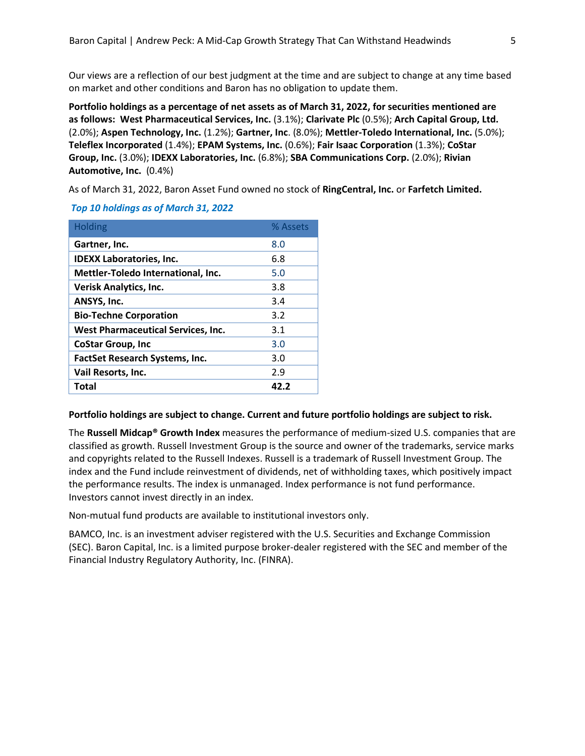Our views are a reflection of our best judgment at the time and are subject to change at any time based on market and other conditions and Baron has no obligation to update them.

**Portfolio holdings as a percentage of net assets as of March 31, 2022, for securities mentioned are as follows: West Pharmaceutical Services, Inc.** (3.1%); **Clarivate Plc** (0.5%); **Arch Capital Group, Ltd.** (2.0%); **Aspen Technology, Inc.** (1.2%); **Gartner, Inc**. (8.0%); **Mettler-Toledo International, Inc.** (5.0%); **Teleflex Incorporated** (1.4%); **EPAM Systems, Inc.** (0.6%); **Fair Isaac Corporation** (1.3%); **CoStar Group, Inc.** (3.0%); **IDEXX Laboratories, Inc.** (6.8%); **SBA Communications Corp.** (2.0%); **Rivian Automotive, Inc.** (0.4%)

As of March 31, 2022, Baron Asset Fund owned no stock of **RingCentral, Inc.** or **Farfetch Limited.**

***Top 10 holdings as of March 31, 2022***

| Holding | % Assets |
|---|---|
| **Gartner, Inc.** | 8.0 |
| **IDEXX Laboratories, Inc.** | 6.8 |
| **Mettler-Toledo International, Inc.** | 5.0 |
| **Verisk Analytics, Inc.** | 3.8 |
| **ANSYS, Inc.** | 3.4 |
| **Bio-Techne Corporation** | 3.2 |
| **West Pharmaceutical Services, Inc.** | 3.1 |
| **CoStar Group, Inc** | 3.0 |
| **FactSet Research Systems, Inc.** | 3.0 |
| **Vail Resorts, Inc.** | 2.9 |
| **Total** | **42.2** |

**Portfolio holdings are subject to change. Current and future portfolio holdings are subject to risk.**

The **Russell Midcap® Growth Index** measures the performance of medium-sized U.S. companies that are classified as growth. Russell Investment Group is the source and owner of the trademarks, service marks and copyrights related to the Russell Indexes. Russell is a trademark of Russell Investment Group. The index and the Fund include reinvestment of dividends, net of withholding taxes, which positively impact the performance results. The index is unmanaged. Index performance is not fund performance. Investors cannot invest directly in an index.

Non-mutual fund products are available to institutional investors only.

BAMCO, Inc. is an investment adviser registered with the U.S. Securities and Exchange Commission (SEC). Baron Capital, Inc. is a limited purpose broker-dealer registered with the SEC and member of the Financial Industry Regulatory Authority, Inc. (FINRA).